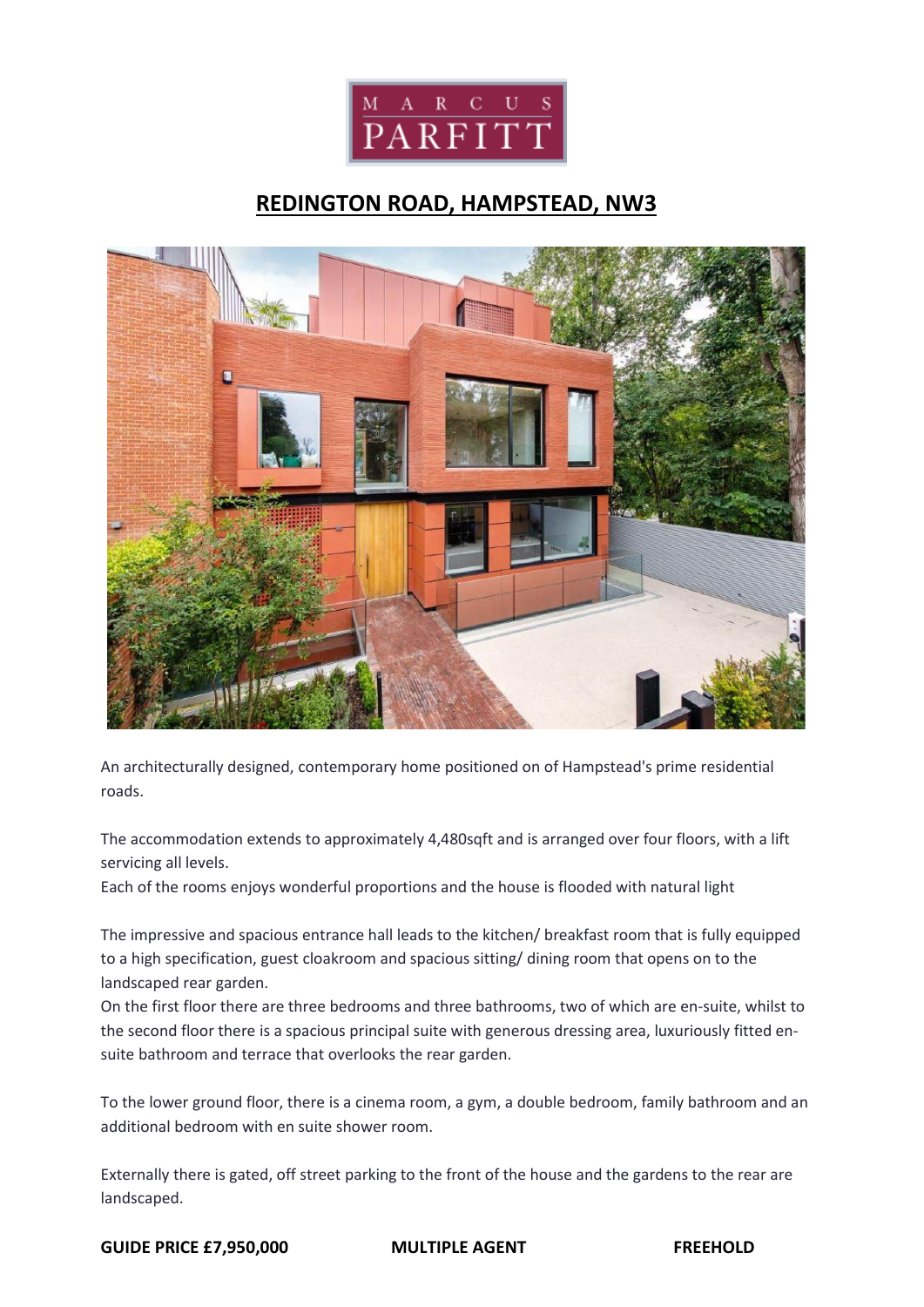MARCUS PARFITT

# REDINGTON ROAD, HAMPSTEAD, NW3

An architecturally designed, contemporary home positioned on of Hampstead's prime residential roads.

The accommodation extends to approximately 4,480sqft and is arranged over four floors, with a lift servicing all levels.
Each of the rooms enjoys wonderful proportions and the house is flooded with natural light

The impressive and spacious entrance hall leads to the kitchen/ breakfast room that is fully equipped to a high specification, guest cloakroom and spacious sitting/ dining room that opens on to the landscaped rear garden.
On the first floor there are three bedrooms and three bathrooms, two of which are en-suite, whilst to the second floor there is a spacious principal suite with generous dressing area, luxuriously fitted en-suite bathroom and terrace that overlooks the rear garden.

To the lower ground floor, there is a cinema room, a gym, a double bedroom, family bathroom and an additional bedroom with en suite shower room.

Externally there is gated, off street parking to the front of the house and the gardens to the rear are landscaped.

**GUIDE PRICE £7,950,000** **MULTIPLE AGENT** **FREEHOLD**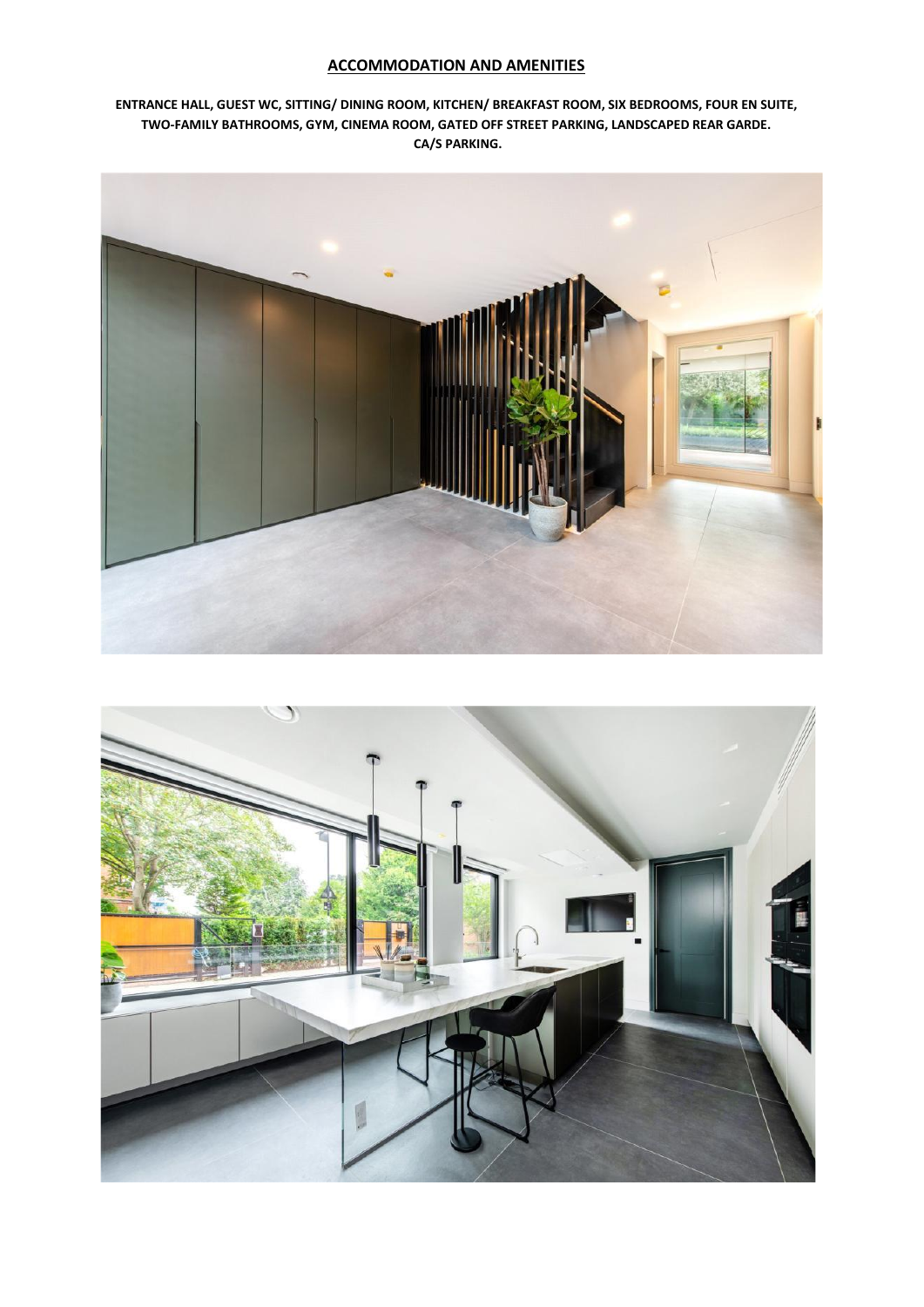## ACCOMMODATION AND AMENITIES

**ENTRANCE HALL, GUEST WC, SITTING/ DINING ROOM, KITCHEN/ BREAKFAST ROOM, SIX BEDROOMS, FOUR EN SUITE, TWO-FAMILY BATHROOMS, GYM, CINEMA ROOM, GATED OFF STREET PARKING, LANDSCAPED REAR GARDE. CA/S PARKING.**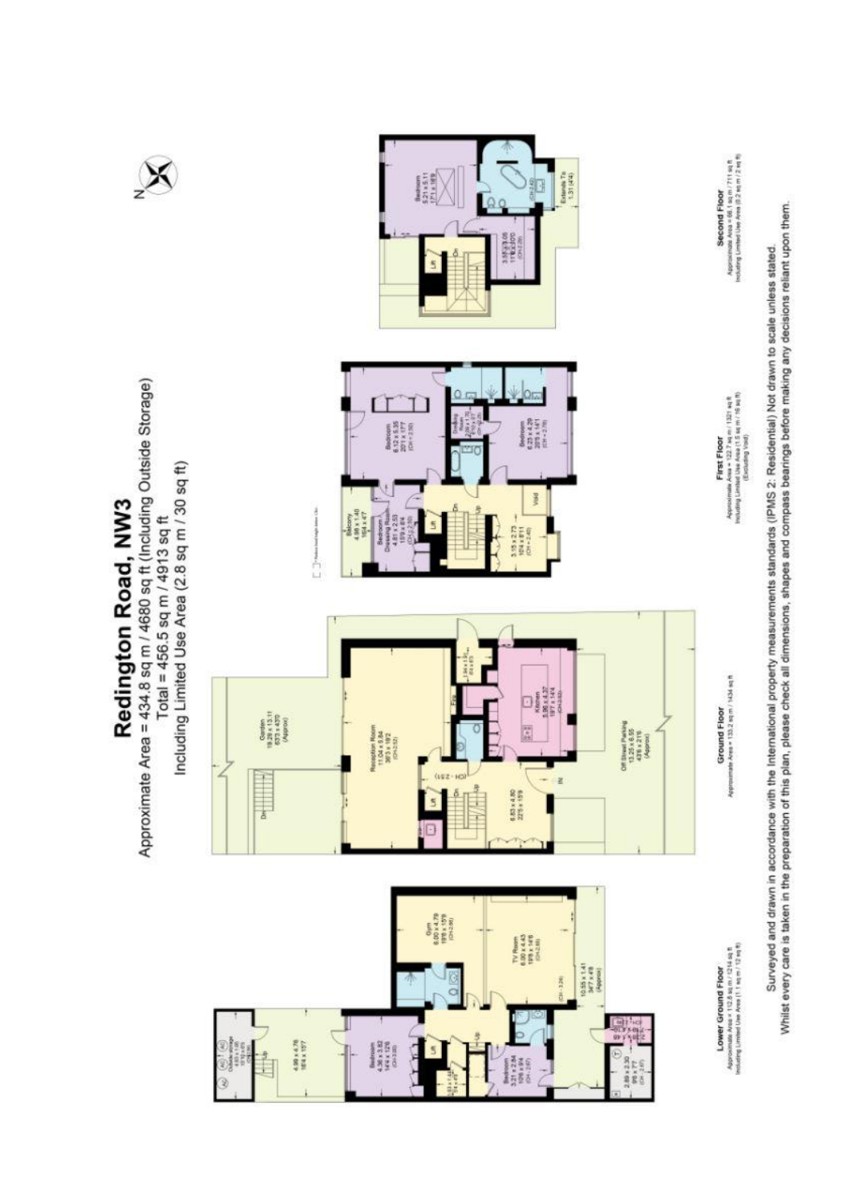# Redington Road, NW3

Approximate Area = 434.8 sq m / 4680 sq ft (Including Outside Storage)

Total = 456.5 sq m / 4913 sq ft

Including Limited Use Area (2.8 sq m / 30 sq ft)

**Lower Ground Floor**
Approximate Area = 112.8 sq m / 1214 sq ft
Including Limited Use Area (1.1 sq m / 12 sq ft)

**Ground Floor**
Approximate Area = 133.2 sq m / 1434 sq ft

**First Floor**
Approximate Area = 122.7 sq m / 1321 sq ft
Including Limited Use Area (1.5 sq m / 16 sq ft)
(Excluding Void)

**Second Floor**
Approximate Area = 66.1 sq m / 711 sq ft
Including Limited Use Area (0.2 sq m / 2 sq ft)

Surveyed and drawn in accordance with the International property measurements standards (IPMS 2: Residential) Not drawn to scale unless stated.
Whilst every care is taken in the preparation of this plan, please check all dimensions, shapes and compass bearings before making any decisions reliant upon them.